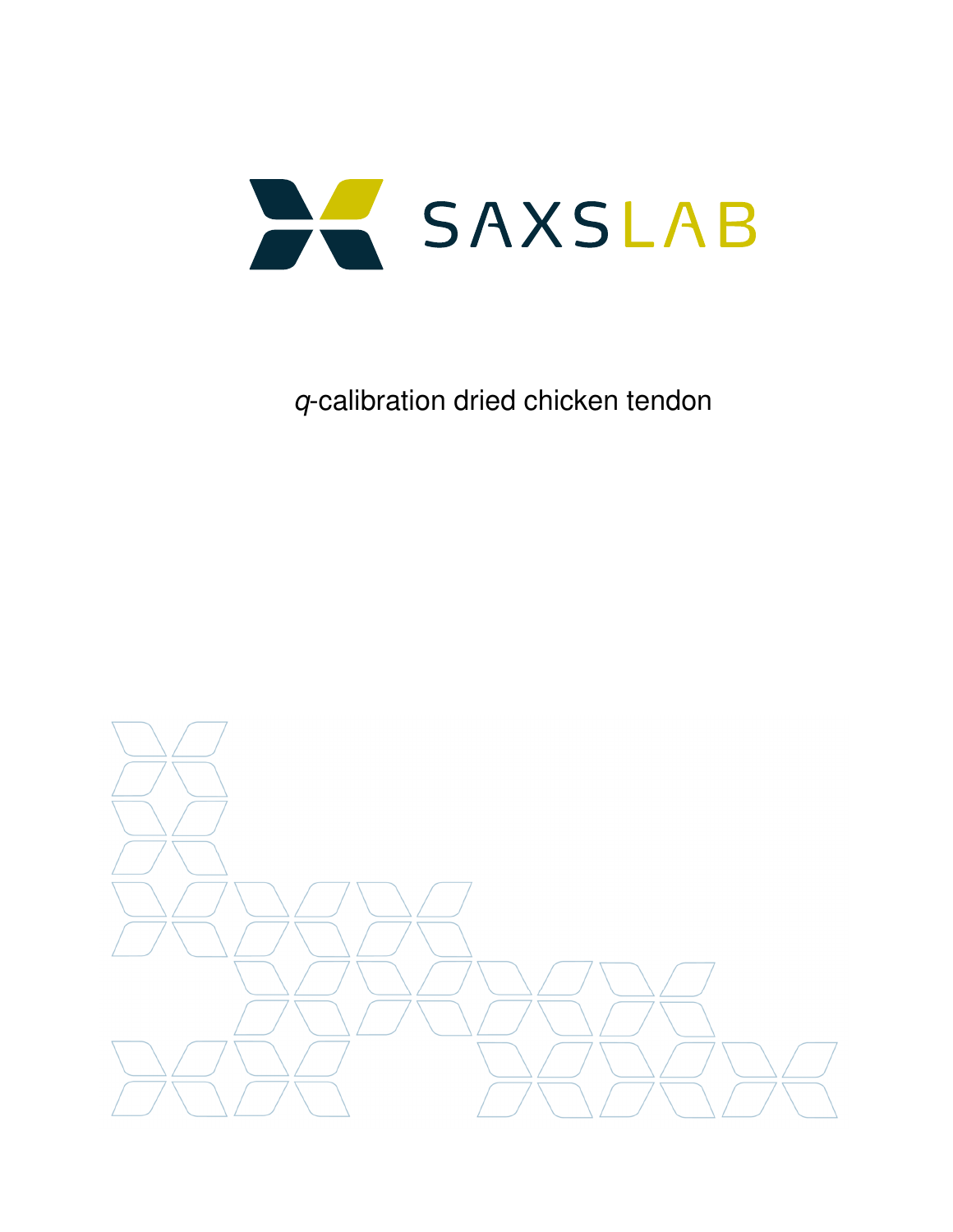SAXSLAB

*q*-calibration dried chicken tendon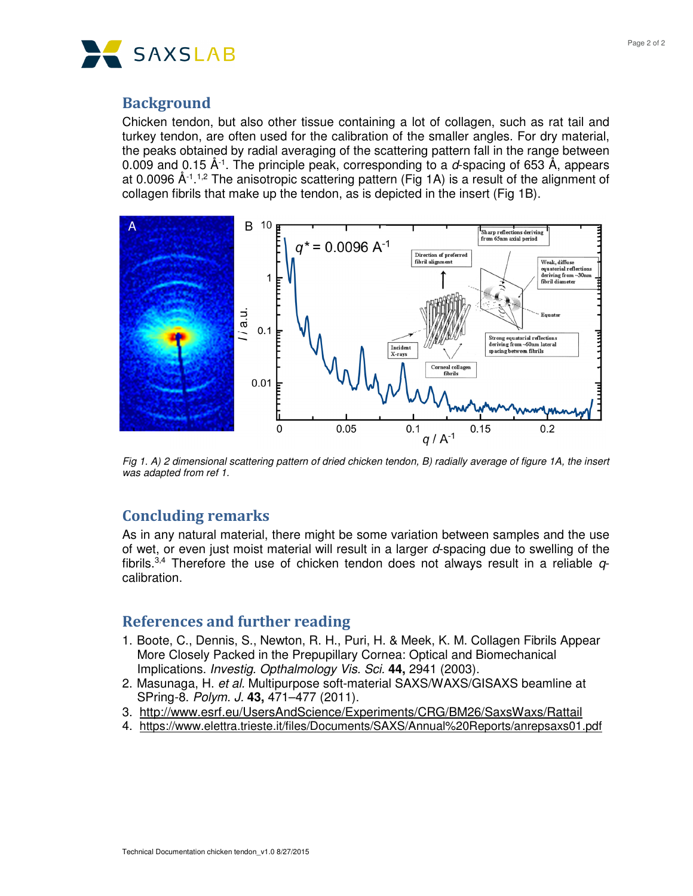## Background

Chicken tendon, but also other tissue containing a lot of collagen, such as rat tail and turkey tendon, are often used for the calibration of the smaller angles. For dry material, the peaks obtained by radial averaging of the scattering pattern fall in the range between 0.009 and 0.15 $Å^{-1}$. The principle peak, corresponding to a *d*-spacing of 653 Å, appears at 0.0096 $Å^{-1}$.[1,2] The anisotropic scattering pattern (Fig 1A) is a result of the alignment of collagen fibrils that make up the tendon, as is depicted in the insert (Fig 1B).

A

B

$q^* = 0.0096\ A^{-1}$

Sharp reflections deriving from 65nm axial period

Direction of preferred fibril alignment

Weak, diffuse equatorial reflections deriving from ~30nm fibril diameter

Equator

Strong equatorial reflections deriving from ~60nm lateral spacing between fibrils

Incident X-rays

Corneal collagen fibrils

$I$ / a.u.

10

1

0.1

0.01

0

0.05

0.1

0.15

0.2

$q$ / $A^{-1}$

*Fig 1. A) 2 dimensional scattering pattern of dried chicken tendon, B) radially average of figure 1A, the insert was adapted from ref 1.*

## Concluding remarks

As in any natural material, there might be some variation between samples and the use of wet, or even just moist material will result in a larger *d*-spacing due to swelling of the fibrils.[3,4] Therefore the use of chicken tendon does not always result in a reliable *q*-calibration.

## References and further reading

1. Boote, C., Dennis, S., Newton, R. H., Puri, H. & Meek, K. M. Collagen Fibrils Appear More Closely Packed in the Prepupillary Cornea: Optical and Biomechanical Implications. *Investig. Opthalmology Vis. Sci.* **44,** 2941 (2003).
2. Masunaga, H. *et al.* Multipurpose soft-material SAXS/WAXS/GISAXS beamline at SPring-8. *Polym. J.* **43,** 471–477 (2011).
3. http://www.esrf.eu/UsersAndScience/Experiments/CRG/BM26/SaxsWaxs/Rattail
4. https://www.elettra.trieste.it/files/Documents/SAXS/Annual%20Reports/anrepsaxs01.pdf